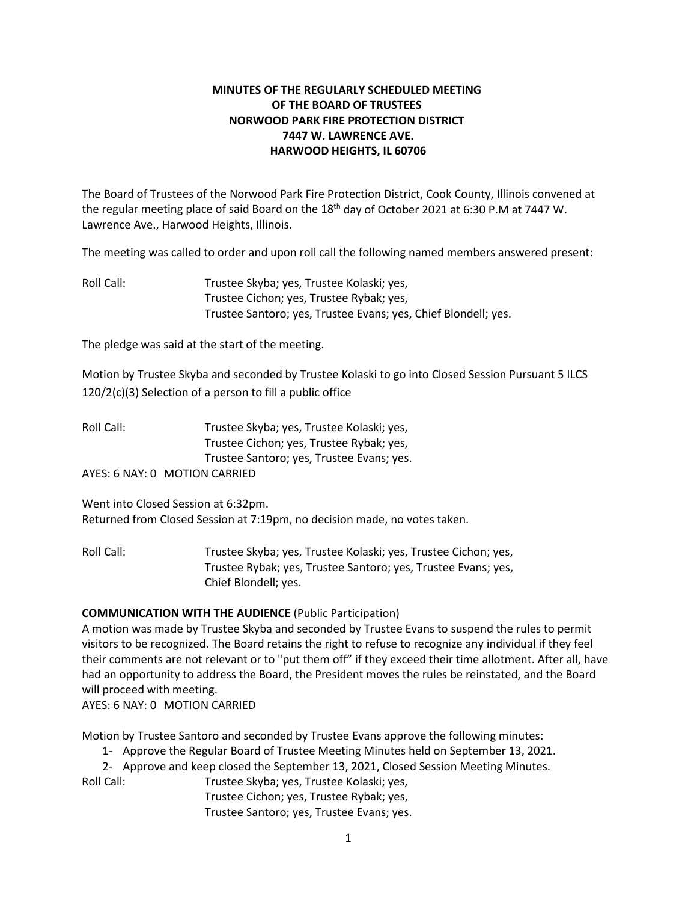**MINUTES OF THE REGULARLY SCHEDULED MEETING**
**OF THE BOARD OF TRUSTEES**
**NORWOOD PARK FIRE PROTECTION DISTRICT**
**7447 W. LAWRENCE AVE.**
**HARWOOD HEIGHTS, IL 60706**

The Board of Trustees of the Norwood Park Fire Protection District, Cook County, Illinois convened at the regular meeting place of said Board on the 18th day of October 2021 at 6:30 P.M at 7447 W. Lawrence Ave., Harwood Heights, Illinois.

The meeting was called to order and upon roll call the following named members answered present:

Roll Call: Trustee Skyba; yes, Trustee Kolaski; yes,
Trustee Cichon; yes, Trustee Rybak; yes,
Trustee Santoro; yes, Trustee Evans; yes, Chief Blondell; yes.

The pledge was said at the start of the meeting.

Motion by Trustee Skyba and seconded by Trustee Kolaski to go into Closed Session Pursuant 5 ILCS 120/2(c)(3) Selection of a person to fill a public office

Roll Call: Trustee Skyba; yes, Trustee Kolaski; yes,
Trustee Cichon; yes, Trustee Rybak; yes,
Trustee Santoro; yes, Trustee Evans; yes.

AYES: 6 NAY: 0 MOTION CARRIED

Went into Closed Session at 6:32pm.
Returned from Closed Session at 7:19pm, no decision made, no votes taken.

Roll Call: Trustee Skyba; yes, Trustee Kolaski; yes, Trustee Cichon; yes,
Trustee Rybak; yes, Trustee Santoro; yes, Trustee Evans; yes,
Chief Blondell; yes.

**COMMUNICATION WITH THE AUDIENCE** (Public Participation)

A motion was made by Trustee Skyba and seconded by Trustee Evans to suspend the rules to permit visitors to be recognized. The Board retains the right to refuse to recognize any individual if they feel their comments are not relevant or to "put them off" if they exceed their time allotment. After all, have had an opportunity to address the Board, the President moves the rules be reinstated, and the Board will proceed with meeting.

AYES: 6 NAY: 0 MOTION CARRIED

Motion by Trustee Santoro and seconded by Trustee Evans approve the following minutes:

1- Approve the Regular Board of Trustee Meeting Minutes held on September 13, 2021.
2- Approve and keep closed the September 13, 2021, Closed Session Meeting Minutes.

Roll Call: Trustee Skyba; yes, Trustee Kolaski; yes,
Trustee Cichon; yes, Trustee Rybak; yes,
Trustee Santoro; yes, Trustee Evans; yes.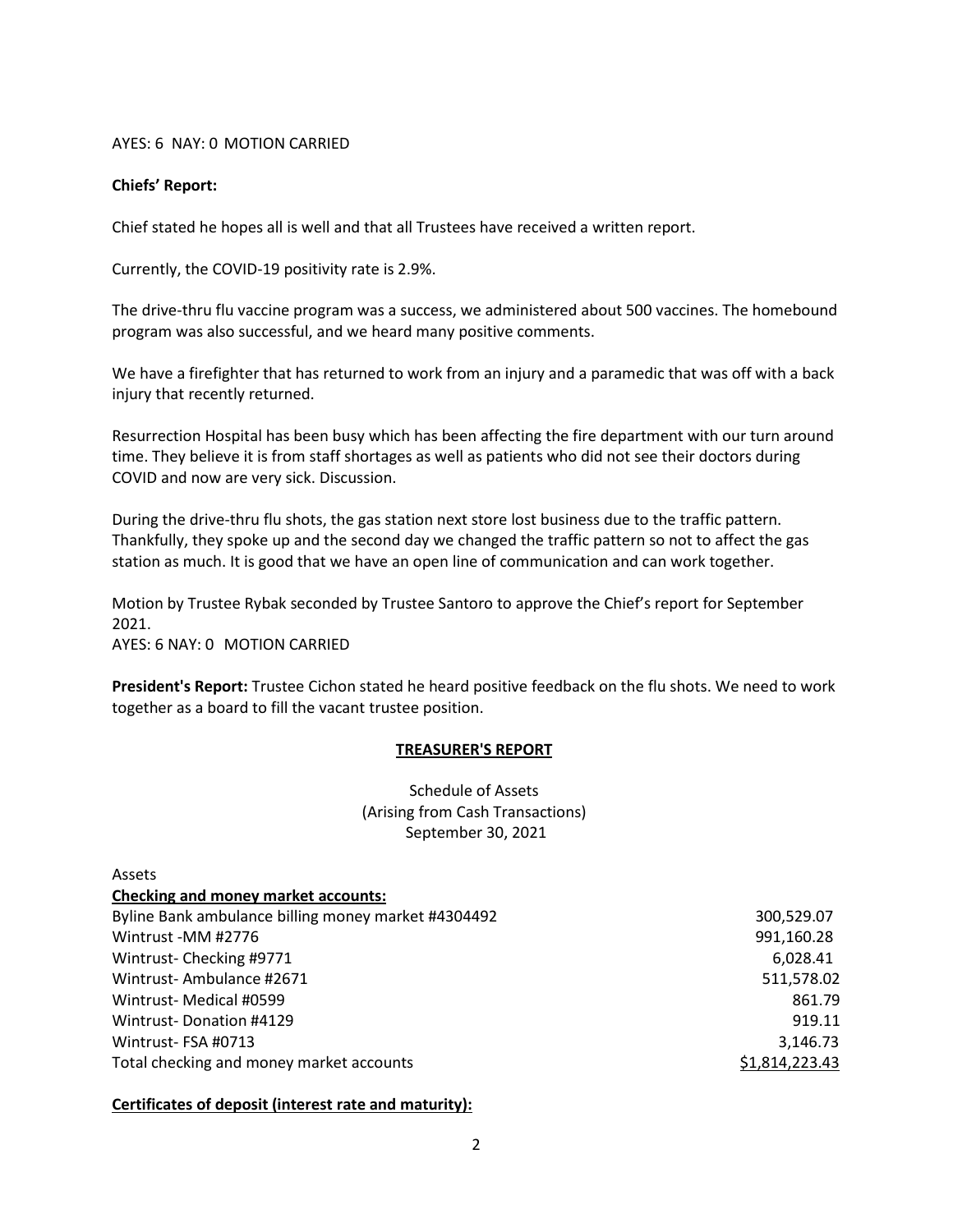AYES: 6 NAY: 0 MOTION CARRIED

**Chiefs' Report:**

Chief stated he hopes all is well and that all Trustees have received a written report.

Currently, the COVID-19 positivity rate is 2.9%.

The drive-thru flu vaccine program was a success, we administered about 500 vaccines. The homebound program was also successful, and we heard many positive comments.

We have a firefighter that has returned to work from an injury and a paramedic that was off with a back injury that recently returned.

Resurrection Hospital has been busy which has been affecting the fire department with our turn around time. They believe it is from staff shortages as well as patients who did not see their doctors during COVID and now are very sick. Discussion.

During the drive-thru flu shots, the gas station next store lost business due to the traffic pattern. Thankfully, they spoke up and the second day we changed the traffic pattern so not to affect the gas station as much. It is good that we have an open line of communication and can work together.

Motion by Trustee Rybak seconded by Trustee Santoro to approve the Chief's report for September 2021.
AYES: 6 NAY: 0 MOTION CARRIED

**President's Report:** Trustee Cichon stated he heard positive feedback on the flu shots. We need to work together as a board to fill the vacant trustee position.

## TREASURER'S REPORT

Schedule of Assets
(Arising from Cash Transactions)
September 30, 2021

Assets

**Checking and money market accounts:**

| | |
|---|---:|
| Byline Bank ambulance billing money market #4304492 | 300,529.07 |
| Wintrust -MM #2776 | 991,160.28 |
| Wintrust- Checking #9771 | 6,028.41 |
| Wintrust- Ambulance #2671 | 511,578.02 |
| Wintrust- Medical #0599 | 861.79 |
| Wintrust- Donation #4129 | 919.11 |
| Wintrust- FSA #0713 | 3,146.73 |
| Total checking and money market accounts | $1,814,223.43 |

**Certificates of deposit (interest rate and maturity):**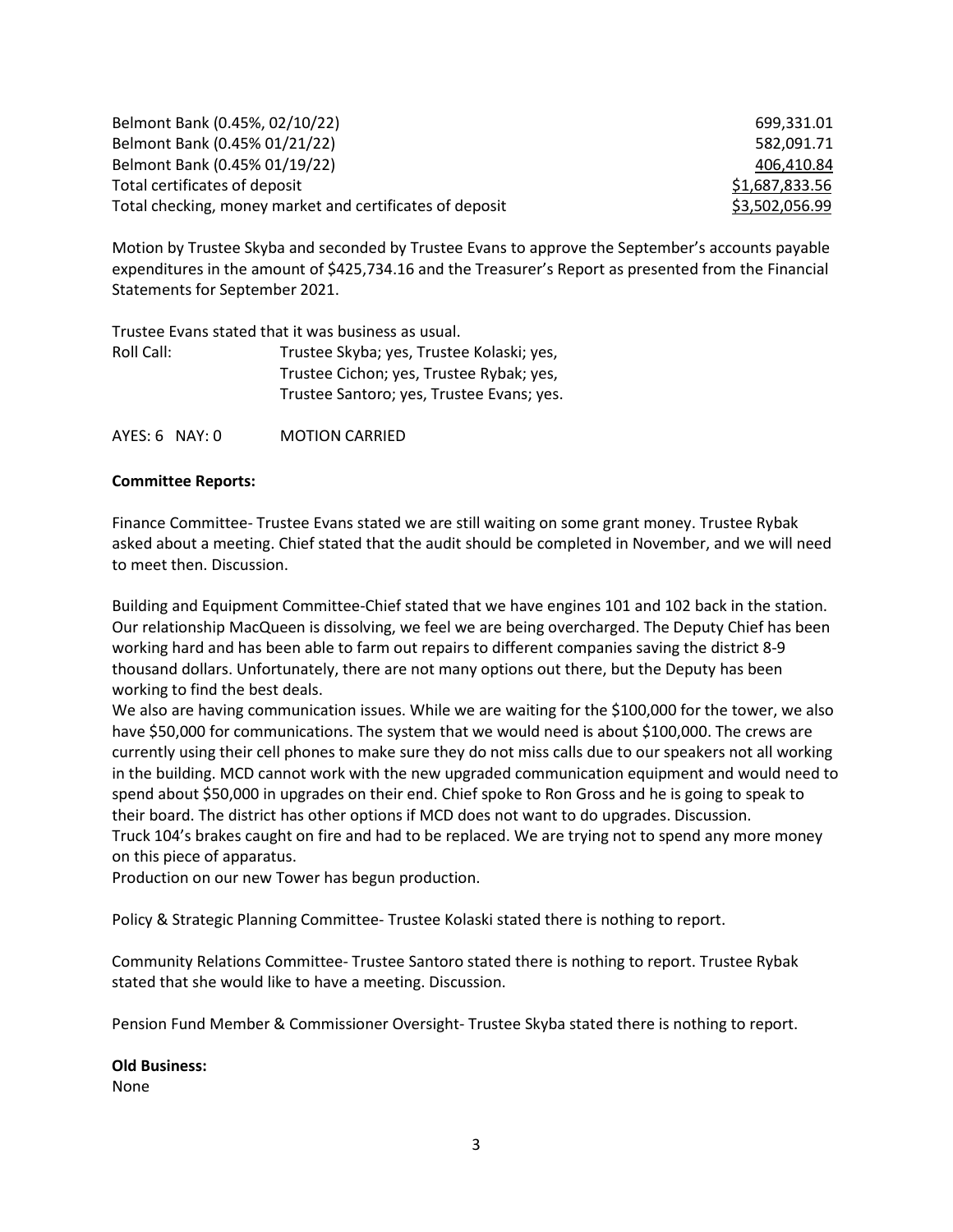| | |
|---|---|
| Belmont Bank (0.45%, 02/10/22) | 699,331.01 |
| Belmont Bank (0.45% 01/21/22) | 582,091.71 |
| Belmont Bank (0.45% 01/19/22) | 406,410.84 |
| Total certificates of deposit | \$1,687,833.56 |
| Total checking, money market and certificates of deposit | \$3,502,056.99 |

Motion by Trustee Skyba and seconded by Trustee Evans to approve the September's accounts payable expenditures in the amount of \$425,734.16 and the Treasurer's Report as presented from the Financial Statements for September 2021.

Trustee Evans stated that it was business as usual.

Roll Call: Trustee Skyba; yes, Trustee Kolaski; yes,
Trustee Cichon; yes, Trustee Rybak; yes,
Trustee Santoro; yes, Trustee Evans; yes.

AYES: 6 NAY: 0 MOTION CARRIED

**Committee Reports:**

Finance Committee- Trustee Evans stated we are still waiting on some grant money. Trustee Rybak asked about a meeting. Chief stated that the audit should be completed in November, and we will need to meet then. Discussion.

Building and Equipment Committee-Chief stated that we have engines 101 and 102 back in the station. Our relationship MacQueen is dissolving, we feel we are being overcharged. The Deputy Chief has been working hard and has been able to farm out repairs to different companies saving the district 8-9 thousand dollars. Unfortunately, there are not many options out there, but the Deputy has been working to find the best deals.

We also are having communication issues. While we are waiting for the \$100,000 for the tower, we also have \$50,000 for communications. The system that we would need is about \$100,000. The crews are currently using their cell phones to make sure they do not miss calls due to our speakers not all working in the building. MCD cannot work with the new upgraded communication equipment and would need to spend about \$50,000 in upgrades on their end. Chief spoke to Ron Gross and he is going to speak to their board. The district has other options if MCD does not want to do upgrades. Discussion.

Truck 104's brakes caught on fire and had to be replaced. We are trying not to spend any more money on this piece of apparatus.

Production on our new Tower has begun production.

Policy & Strategic Planning Committee- Trustee Kolaski stated there is nothing to report.

Community Relations Committee- Trustee Santoro stated there is nothing to report. Trustee Rybak stated that she would like to have a meeting. Discussion.

Pension Fund Member & Commissioner Oversight- Trustee Skyba stated there is nothing to report.

**Old Business:**

None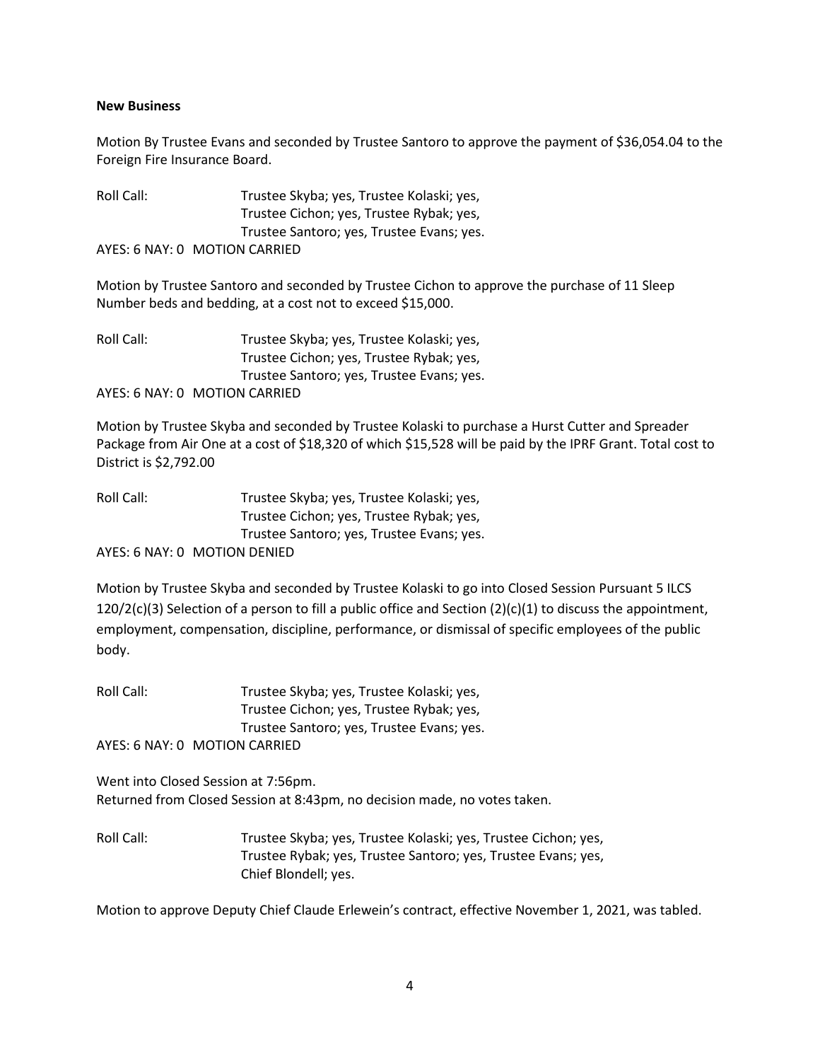**New Business**

Motion By Trustee Evans and seconded by Trustee Santoro to approve the payment of $36,054.04 to the Foreign Fire Insurance Board.

Roll Call: Trustee Skyba; yes, Trustee Kolaski; yes,
Trustee Cichon; yes, Trustee Rybak; yes,
Trustee Santoro; yes, Trustee Evans; yes.

AYES: 6 NAY: 0 MOTION CARRIED

Motion by Trustee Santoro and seconded by Trustee Cichon to approve the purchase of 11 Sleep Number beds and bedding, at a cost not to exceed $15,000.

Roll Call: Trustee Skyba; yes, Trustee Kolaski; yes,
Trustee Cichon; yes, Trustee Rybak; yes,
Trustee Santoro; yes, Trustee Evans; yes.

AYES: 6 NAY: 0 MOTION CARRIED

Motion by Trustee Skyba and seconded by Trustee Kolaski to purchase a Hurst Cutter and Spreader Package from Air One at a cost of $18,320 of which $15,528 will be paid by the IPRF Grant. Total cost to District is $2,792.00

Roll Call: Trustee Skyba; yes, Trustee Kolaski; yes,
Trustee Cichon; yes, Trustee Rybak; yes,
Trustee Santoro; yes, Trustee Evans; yes.

AYES: 6 NAY: 0 MOTION DENIED

Motion by Trustee Skyba and seconded by Trustee Kolaski to go into Closed Session Pursuant 5 ILCS 120/2(c)(3) Selection of a person to fill a public office and Section (2)(c)(1) to discuss the appointment, employment, compensation, discipline, performance, or dismissal of specific employees of the public body.

Roll Call: Trustee Skyba; yes, Trustee Kolaski; yes,
Trustee Cichon; yes, Trustee Rybak; yes,
Trustee Santoro; yes, Trustee Evans; yes.

AYES: 6 NAY: 0 MOTION CARRIED

Went into Closed Session at 7:56pm.
Returned from Closed Session at 8:43pm, no decision made, no votes taken.

Roll Call: Trustee Skyba; yes, Trustee Kolaski; yes, Trustee Cichon; yes,
Trustee Rybak; yes, Trustee Santoro; yes, Trustee Evans; yes,
Chief Blondell; yes.

Motion to approve Deputy Chief Claude Erlewein's contract, effective November 1, 2021, was tabled.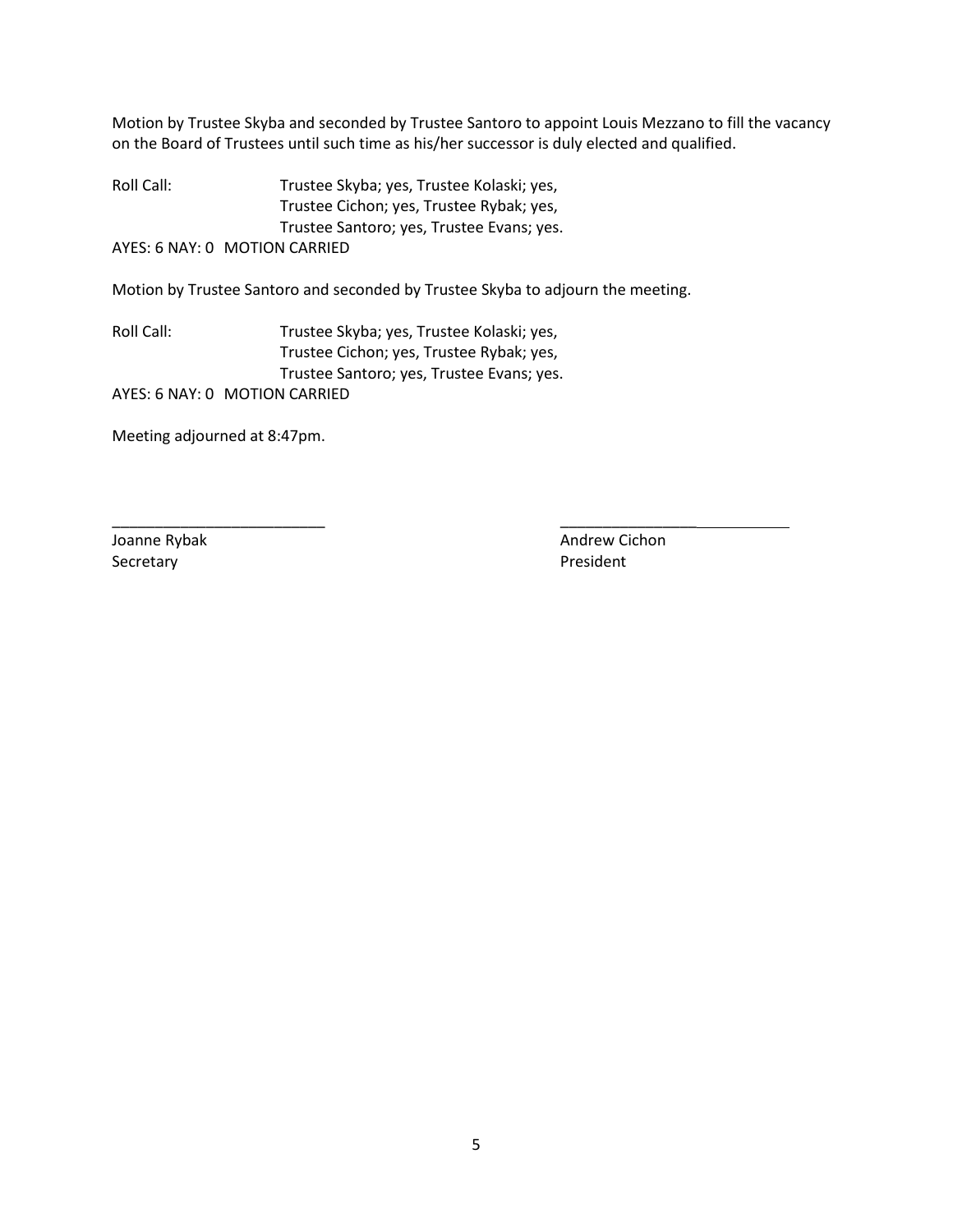Motion by Trustee Skyba and seconded by Trustee Santoro to appoint Louis Mezzano to fill the vacancy on the Board of Trustees until such time as his/her successor is duly elected and qualified.

Roll Call: Trustee Skyba; yes, Trustee Kolaski; yes,
Trustee Cichon; yes, Trustee Rybak; yes,
Trustee Santoro; yes, Trustee Evans; yes.

AYES: 6 NAY: 0 MOTION CARRIED

Motion by Trustee Santoro and seconded by Trustee Skyba to adjourn the meeting.

Roll Call: Trustee Skyba; yes, Trustee Kolaski; yes,
Trustee Cichon; yes, Trustee Rybak; yes,
Trustee Santoro; yes, Trustee Evans; yes.

AYES: 6 NAY: 0 MOTION CARRIED

Meeting adjourned at 8:47pm.

_________________________
Joanne Rybak
Secretary

_________________________
Andrew Cichon
President